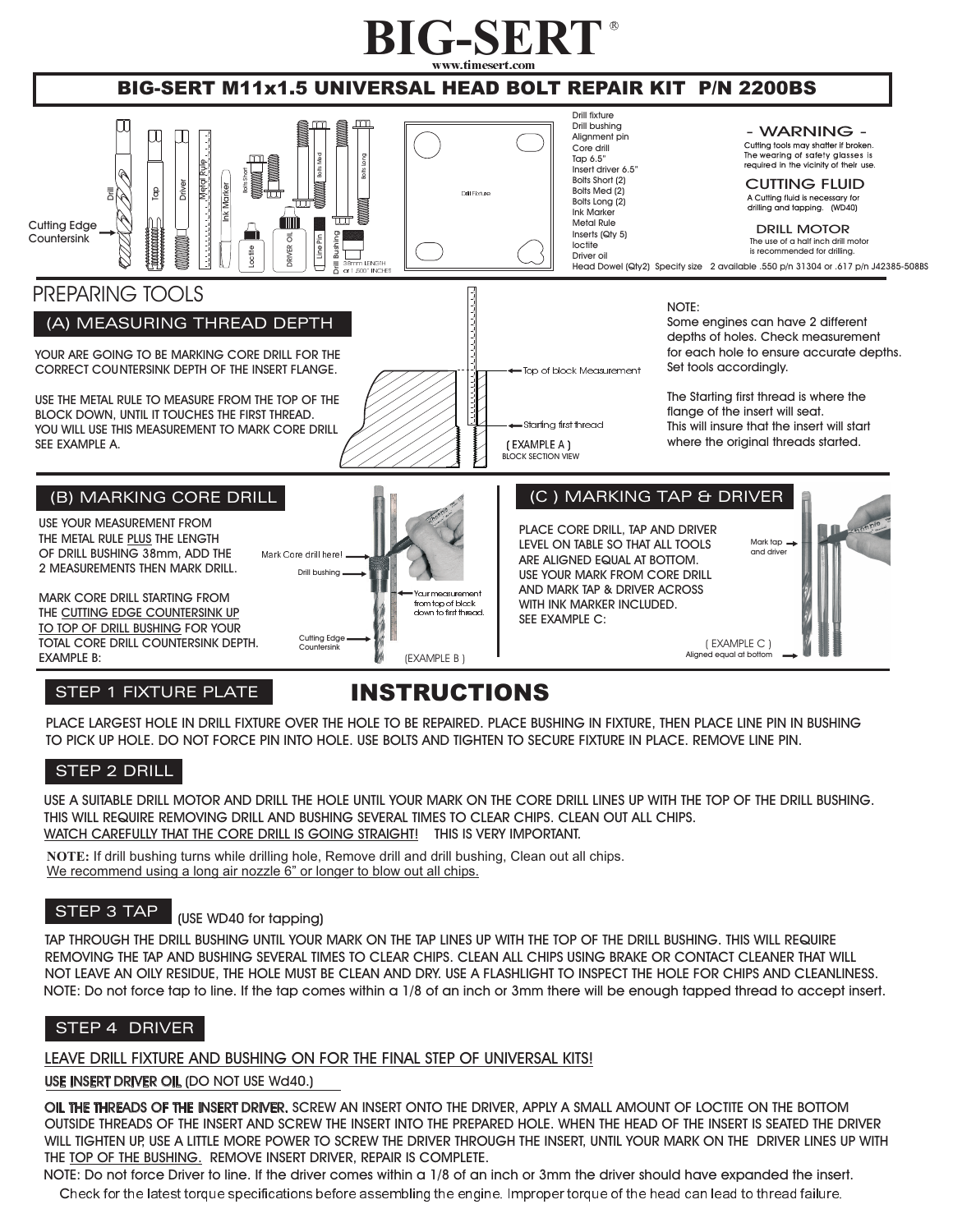# BIG-SERT®

www.timesert.com

## BIG-SERT M11x1.5 UNIVERSAL HEAD BOLT REPAIR KIT P/N 2200BS

Cutting Edge Countersink

Drill fixture
Drill bushing
Alignment pin
Core drill
Tap 6.5"
Insert driver 6.5"
Bolts Short (2)
Bolts Med (2)
Bolts Long (2)
Ink Marker
Metal Rule
Inserts (Qty 5)
loctite
Driver oil
Head Dowel (Qty2) Specify size 2 available .550 p/n 31304 or .617 p/n J42385-508BS

**- WARNING -**

Cutting tools may shatter if broken. The wearing of safety glasses is required in the vicinity of their use.

**CUTTING FLUID**

A Cutting fluid is necessary for drilling and tapping. (WD40)

**DRILL MOTOR**

The use of a half inch drill motor is recommended for drilling.

## PREPARING TOOLS

### (A) MEASURING THREAD DEPTH

YOUR ARE GOING TO BE MARKING CORE DRILL FOR THE CORRECT COUNTERSINK DEPTH OF THE INSERT FLANGE.

USE THE METAL RULE TO MEASURE FROM THE TOP OF THE BLOCK DOWN, UNTIL IT TOUCHES THE FIRST THREAD. YOU WILL USE THIS MEASUREMENT TO MARK CORE DRILL SEE EXAMPLE A.

Top of block Measurement
Starting first thread
(EXAMPLE A)
BLOCK SECTION VIEW

NOTE:
Some engines can have 2 different depths of holes. Check measurement for each hole to ensure accurate depths. Set tools accordingly.

The Starting first thread is where the flange of the insert will seat. This will insure that the insert will start where the original threads started.

### (B) MARKING CORE DRILL

USE YOUR MEASUREMENT FROM THE METAL RULE PLUS THE LENGTH OF DRILL BUSHING 38mm, ADD THE 2 MEASUREMENTS THEN MARK DRILL.

MARK CORE DRILL STARTING FROM THE CUTTING EDGE COUNTERSINK UP TO TOP OF DRILL BUSHING FOR YOUR TOTAL CORE DRILL COUNTERSINK DEPTH. EXAMPLE B:

Mark Core drill here!
Drill bushing
Your measurement from top of block down to first thread.
Cutting Edge Countersink
(EXAMPLE B)

### (C) MARKING TAP & DRIVER

PLACE CORE DRILL, TAP AND DRIVER LEVEL ON TABLE SO THAT ALL TOOLS ARE ALIGNED EQUAL AT BOTTOM. USE YOUR MARK FROM CORE DRILL AND MARK TAP & DRIVER ACROSS WITH INK MARKER INCLUDED. SEE EXAMPLE C:

Mark tap and driver
(EXAMPLE C)
Aligned equal at bottom

## INSTRUCTIONS

### STEP 1 FIXTURE PLATE

PLACE LARGEST HOLE IN DRILL FIXTURE OVER THE HOLE TO BE REPAIRED. PLACE BUSHING IN FIXTURE, THEN PLACE LINE PIN IN BUSHING TO PICK UP HOLE. DO NOT FORCE PIN INTO HOLE. USE BOLTS AND TIGHTEN TO SECURE FIXTURE IN PLACE. REMOVE LINE PIN.

### STEP 2 DRILL

USE A SUITABLE DRILL MOTOR AND DRILL THE HOLE UNTIL YOUR MARK ON THE CORE DRILL LINES UP WITH THE TOP OF THE DRILL BUSHING. THIS WILL REQUIRE REMOVING DRILL AND BUSHING SEVERAL TIMES TO CLEAR CHIPS. CLEAN OUT ALL CHIPS.
WATCH CAREFULLY THAT THE CORE DRILL IS GOING STRAIGHT! THIS IS VERY IMPORTANT.

**NOTE:** If drill bushing turns while drilling hole, Remove drill and drill bushing, Clean out all chips.
We recommend using a long air nozzle 6" or longer to blow out all chips.

### STEP 3 TAP (USE WD40 for tapping)

TAP THROUGH THE DRILL BUSHING UNTIL YOUR MARK ON THE TAP LINES UP WITH THE TOP OF THE DRILL BUSHING. THIS WILL REQUIRE REMOVING THE TAP AND BUSHING SEVERAL TIMES TO CLEAR CHIPS. CLEAN ALL CHIPS USING BRAKE OR CONTACT CLEANER THAT WILL NOT LEAVE AN OILY RESIDUE, THE HOLE MUST BE CLEAN AND DRY. USE A FLASHLIGHT TO INSPECT THE HOLE FOR CHIPS AND CLEANLINESS.
NOTE: Do not force tap to line. If the tap comes within a 1/8 of an inch or 3mm there will be enough tapped thread to accept insert.

### STEP 4 DRIVER

LEAVE DRILL FIXTURE AND BUSHING ON FOR THE FINAL STEP OF UNIVERSAL KITS!

**USE INSERT DRIVER OIL** (DO NOT USE Wd40.)

**OIL THE THREADS OF THE INSERT DRIVER.** SCREW AN INSERT ONTO THE DRIVER, APPLY A SMALL AMOUNT OF LOCTITE ON THE BOTTOM OUTSIDE THREADS OF THE INSERT AND SCREW THE INSERT INTO THE PREPARED HOLE. WHEN THE HEAD OF THE INSERT IS SEATED THE DRIVER WILL TIGHTEN UP, USE A LITTLE MORE POWER TO SCREW THE DRIVER THROUGH THE INSERT, UNTIL YOUR MARK ON THE DRIVER LINES UP WITH THE TOP OF THE BUSHING. REMOVE INSERT DRIVER, REPAIR IS COMPLETE.
NOTE: Do not force Driver to line. If the driver comes within a 1/8 of an inch or 3mm the driver should have expanded the insert.
Check for the latest torque specifications before assembling the engine. Improper torque of the head can lead to thread failure.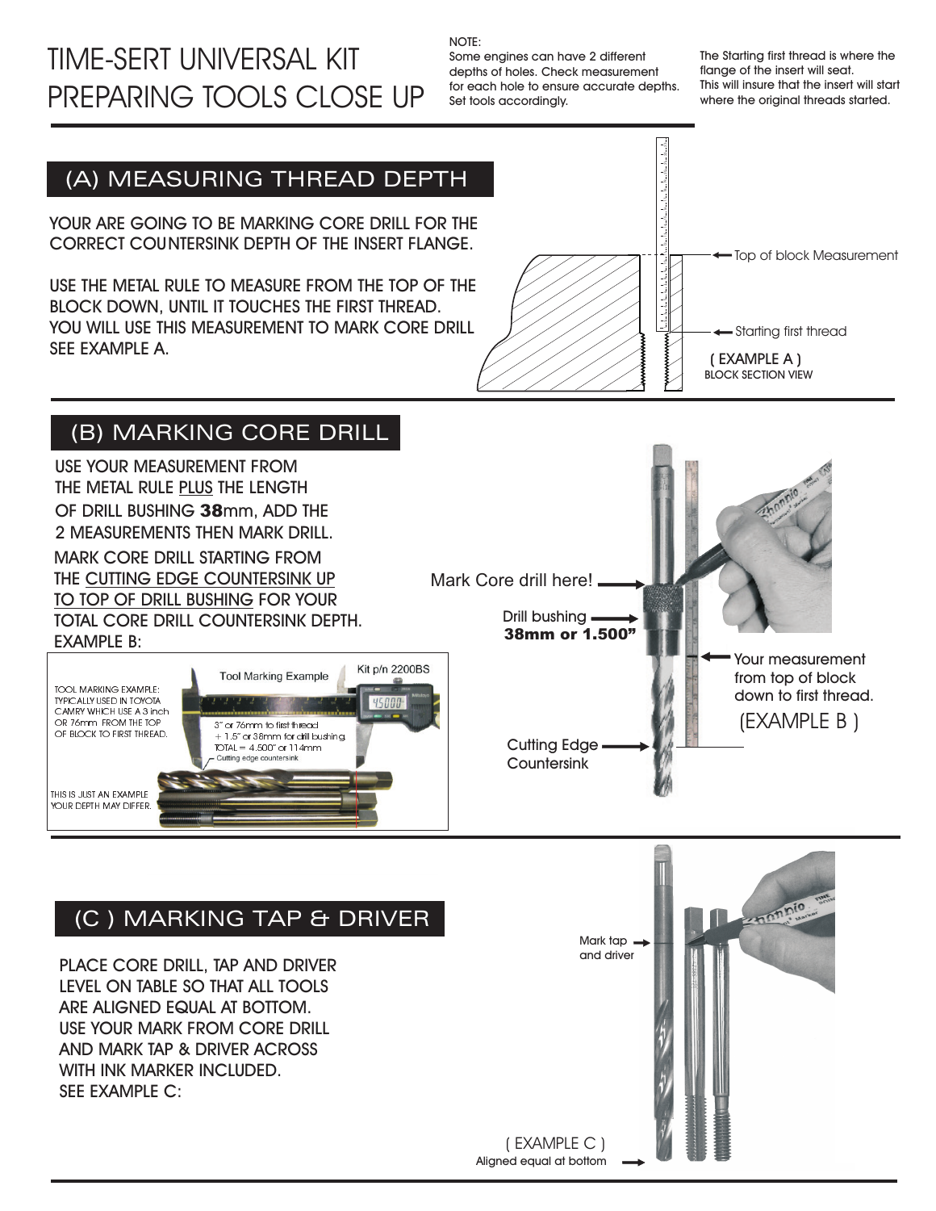# TIME-SERT UNIVERSAL KIT PREPARING TOOLS CLOSE UP

NOTE:
Some engines can have 2 different depths of holes. Check measurement for each hole to ensure accurate depths. Set tools accordingly.

The Starting first thread is where the flange of the insert will seat. This will insure that the insert will start where the original threads started.

## (A) MEASURING THREAD DEPTH

YOUR ARE GOING TO BE MARKING CORE DRILL FOR THE CORRECT COUNTERSINK DEPTH OF THE INSERT FLANGE.

USE THE METAL RULE TO MEASURE FROM THE TOP OF THE BLOCK DOWN, UNTIL IT TOUCHES THE FIRST THREAD. YOU WILL USE THIS MEASUREMENT TO MARK CORE DRILL SEE EXAMPLE A.

Top of block Measurement

Starting first thread

( EXAMPLE A )
BLOCK SECTION VIEW

## (B) MARKING CORE DRILL

USE YOUR MEASUREMENT FROM THE METAL RULE PLUS THE LENGTH OF DRILL BUSHING **38**mm, ADD THE 2 MEASUREMENTS THEN MARK DRILL.

MARK CORE DRILL STARTING FROM THE CUTTING EDGE COUNTERSINK UP TO TOP OF DRILL BUSHING FOR YOUR TOTAL CORE DRILL COUNTERSINK DEPTH. EXAMPLE B:

Tool Marking Example

Kit p/n 2200BS

TOOL MARKING EXAMPLE: TYPICALLY USED IN TOYOTA CAMRY WHICH USE A 3 inch OR 76mm FROM THE TOP OF BLOCK TO FIRST THREAD.

3" or 76mm to first thread
+ 1.5" or 38mm for drill bushing
TOTAL = 4.500" or 114mm
Cutting edge countersink

THIS IS JUST AN EXAMPLE YOUR DEPTH MAY DIFFER.

Mark Core drill here!

Drill bushing
**38mm or 1.500"**

Your measurement from top of block down to first thread.

(EXAMPLE B )

Cutting Edge Countersink

## (C ) MARKING TAP & DRIVER

PLACE CORE DRILL, TAP AND DRIVER LEVEL ON TABLE SO THAT ALL TOOLS ARE ALIGNED EQUAL AT BOTTOM. USE YOUR MARK FROM CORE DRILL AND MARK TAP & DRIVER ACROSS WITH INK MARKER INCLUDED. SEE EXAMPLE C:

Mark tap and driver

( EXAMPLE C )
Aligned equal at bottom